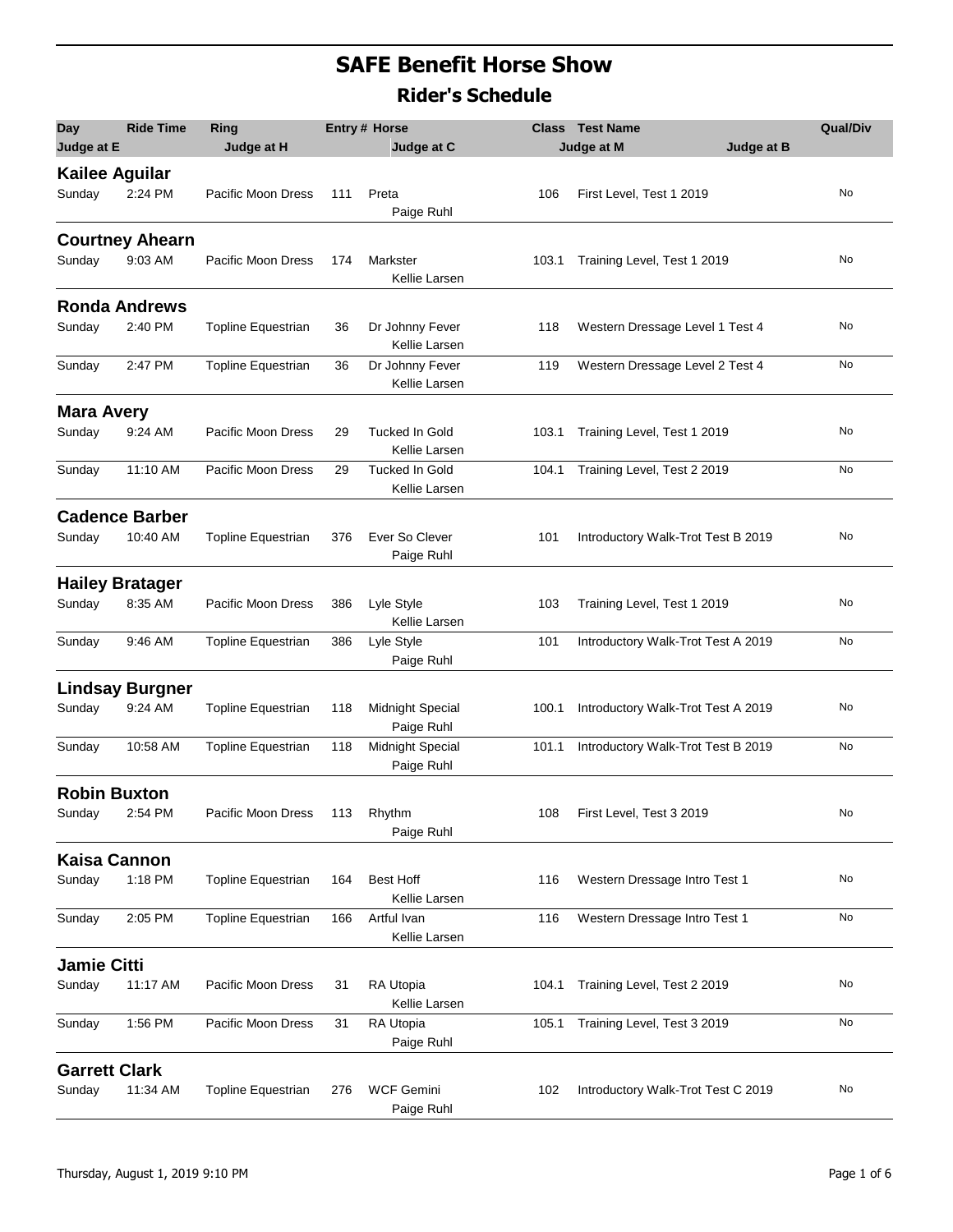# SAFE Benefit Horse Show

## Rider's Schedule

| Day | Ride Time | Ring | Entry # | Horse | Class | Test Name | Qual/Div |
|---|---|---|---|---|---|---|---|
| Judge at E | | Judge at H | | Judge at C | | Judge at M / Judge at B | |
| **Kailee Aguilar** | | | | | | | |
| Sunday | 2:24 PM | Pacific Moon Dress | 111 | Preta<br>Paige Ruhl | 106 | First Level, Test 1 2019 | No |
| **Courtney Ahearn** | | | | | | | |
| Sunday | 9:03 AM | Pacific Moon Dress | 174 | Markster<br>Kellie Larsen | 103.1 | Training Level, Test 1 2019 | No |
| **Ronda Andrews** | | | | | | | |
| Sunday | 2:40 PM | Topline Equestrian | 36 | Dr Johnny Fever<br>Kellie Larsen | 118 | Western Dressage Level 1 Test 4 | No |
| Sunday | 2:47 PM | Topline Equestrian | 36 | Dr Johnny Fever<br>Kellie Larsen | 119 | Western Dressage Level 2 Test 4 | No |
| **Mara Avery** | | | | | | | |
| Sunday | 9:24 AM | Pacific Moon Dress | 29 | Tucked In Gold<br>Kellie Larsen | 103.1 | Training Level, Test 1 2019 | No |
| Sunday | 11:10 AM | Pacific Moon Dress | 29 | Tucked In Gold<br>Kellie Larsen | 104.1 | Training Level, Test 2 2019 | No |
| **Cadence Barber** | | | | | | | |
| Sunday | 10:40 AM | Topline Equestrian | 376 | Ever So Clever<br>Paige Ruhl | 101 | Introductory Walk-Trot Test B 2019 | No |
| **Hailey Bratager** | | | | | | | |
| Sunday | 8:35 AM | Pacific Moon Dress | 386 | Lyle Style<br>Kellie Larsen | 103 | Training Level, Test 1 2019 | No |
| Sunday | 9:46 AM | Topline Equestrian | 386 | Lyle Style<br>Paige Ruhl | 101 | Introductory Walk-Trot Test A 2019 | No |
| **Lindsay Burgner** | | | | | | | |
| Sunday | 9:24 AM | Topline Equestrian | 118 | Midnight Special<br>Paige Ruhl | 100.1 | Introductory Walk-Trot Test A 2019 | No |
| Sunday | 10:58 AM | Topline Equestrian | 118 | Midnight Special<br>Paige Ruhl | 101.1 | Introductory Walk-Trot Test B 2019 | No |
| **Robin Buxton** | | | | | | | |
| Sunday | 2:54 PM | Pacific Moon Dress | 113 | Rhythm<br>Paige Ruhl | 108 | First Level, Test 3 2019 | No |
| **Kaisa Cannon** | | | | | | | |
| Sunday | 1:18 PM | Topline Equestrian | 164 | Best Hoff<br>Kellie Larsen | 116 | Western Dressage Intro Test 1 | No |
| Sunday | 2:05 PM | Topline Equestrian | 166 | Artful Ivan<br>Kellie Larsen | 116 | Western Dressage Intro Test 1 | No |
| **Jamie Citti** | | | | | | | |
| Sunday | 11:17 AM | Pacific Moon Dress | 31 | RA Utopia<br>Kellie Larsen | 104.1 | Training Level, Test 2 2019 | No |
| Sunday | 1:56 PM | Pacific Moon Dress | 31 | RA Utopia<br>Paige Ruhl | 105.1 | Training Level, Test 3 2019 | No |
| **Garrett Clark** | | | | | | | |
| Sunday | 11:34 AM | Topline Equestrian | 276 | WCF Gemini<br>Paige Ruhl | 102 | Introductory Walk-Trot Test C 2019 | No |

Thursday, August 1, 2019 9:10 PM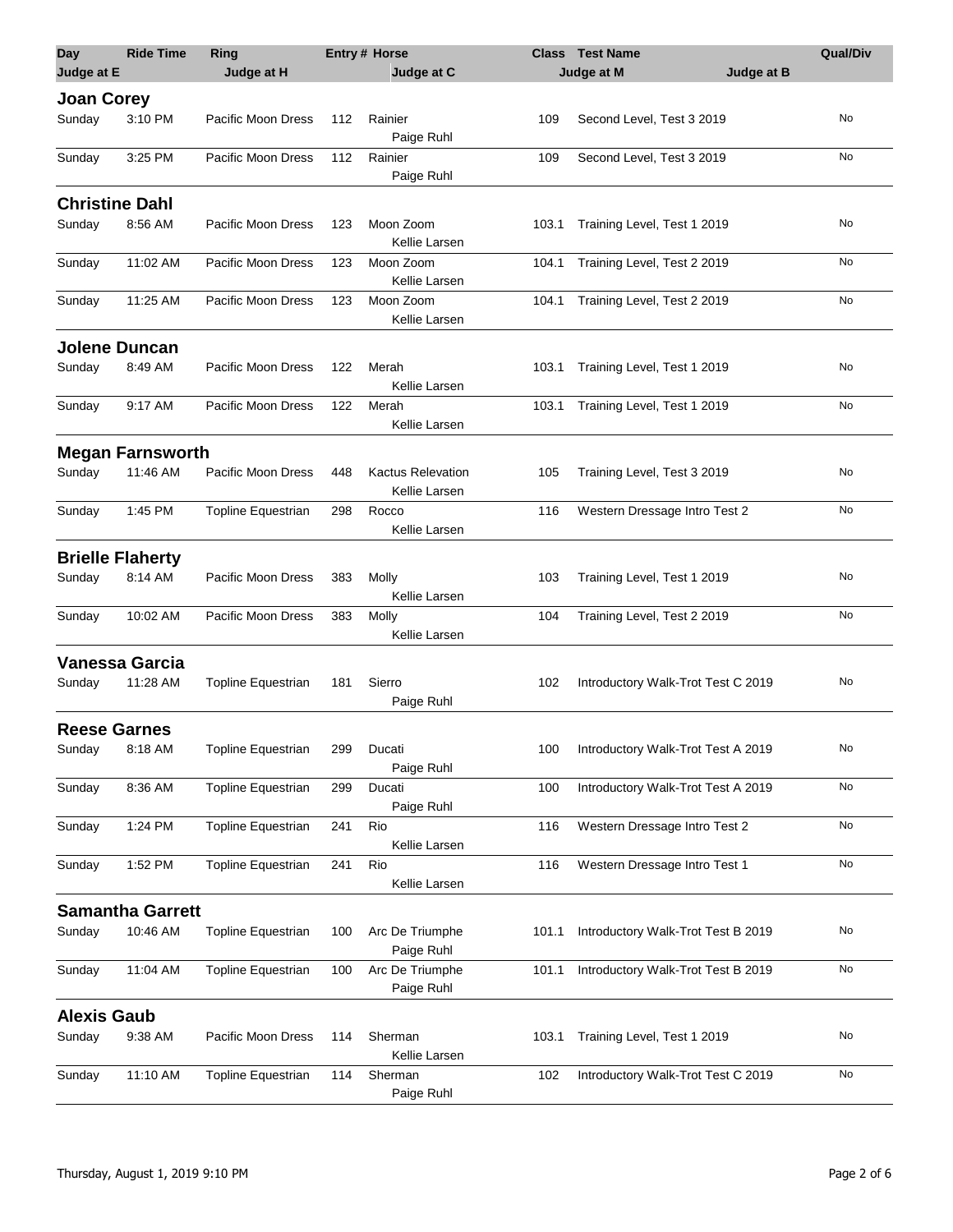| Day | Ride Time | Ring | Entry # | Horse | Class | Test Name | Qual/Div |
|---|---|---|---|---|---|---|---|
| Judge at E | | Judge at H | | Judge at C | | Judge at M / Judge at B | |

## Joan Corey

| Day | Ride Time | Ring | Entry # | Horse / Judge at C | Class | Test Name | Qual/Div |
|---|---|---|---|---|---|---|---|
| Sunday | 3:10 PM | Pacific Moon Dress | 112 | Rainier<br>Paige Ruhl | 109 | Second Level, Test 3 2019 | No |
| Sunday | 3:25 PM | Pacific Moon Dress | 112 | Rainier<br>Paige Ruhl | 109 | Second Level, Test 3 2019 | No |

## Christine Dahl

| Day | Ride Time | Ring | Entry # | Horse / Judge at C | Class | Test Name | Qual/Div |
|---|---|---|---|---|---|---|---|
| Sunday | 8:56 AM | Pacific Moon Dress | 123 | Moon Zoom<br>Kellie Larsen | 103.1 | Training Level, Test 1 2019 | No |
| Sunday | 11:02 AM | Pacific Moon Dress | 123 | Moon Zoom<br>Kellie Larsen | 104.1 | Training Level, Test 2 2019 | No |
| Sunday | 11:25 AM | Pacific Moon Dress | 123 | Moon Zoom<br>Kellie Larsen | 104.1 | Training Level, Test 2 2019 | No |

## Jolene Duncan

| Day | Ride Time | Ring | Entry # | Horse / Judge at C | Class | Test Name | Qual/Div |
|---|---|---|---|---|---|---|---|
| Sunday | 8:49 AM | Pacific Moon Dress | 122 | Merah<br>Kellie Larsen | 103.1 | Training Level, Test 1 2019 | No |
| Sunday | 9:17 AM | Pacific Moon Dress | 122 | Merah<br>Kellie Larsen | 103.1 | Training Level, Test 1 2019 | No |

## Megan Farnsworth

| Day | Ride Time | Ring | Entry # | Horse / Judge at C | Class | Test Name | Qual/Div |
|---|---|---|---|---|---|---|---|
| Sunday | 11:46 AM | Pacific Moon Dress | 448 | Kactus Relevation<br>Kellie Larsen | 105 | Training Level, Test 3 2019 | No |
| Sunday | 1:45 PM | Topline Equestrian | 298 | Rocco<br>Kellie Larsen | 116 | Western Dressage Intro Test 2 | No |

## Brielle Flaherty

| Day | Ride Time | Ring | Entry # | Horse / Judge at C | Class | Test Name | Qual/Div |
|---|---|---|---|---|---|---|---|
| Sunday | 8:14 AM | Pacific Moon Dress | 383 | Molly<br>Kellie Larsen | 103 | Training Level, Test 1 2019 | No |
| Sunday | 10:02 AM | Pacific Moon Dress | 383 | Molly<br>Kellie Larsen | 104 | Training Level, Test 2 2019 | No |

## Vanessa Garcia

| Day | Ride Time | Ring | Entry # | Horse / Judge at C | Class | Test Name | Qual/Div |
|---|---|---|---|---|---|---|---|
| Sunday | 11:28 AM | Topline Equestrian | 181 | Sierro<br>Paige Ruhl | 102 | Introductory Walk-Trot Test C 2019 | No |

## Reese Garnes

| Day | Ride Time | Ring | Entry # | Horse / Judge at C | Class | Test Name | Qual/Div |
|---|---|---|---|---|---|---|---|
| Sunday | 8:18 AM | Topline Equestrian | 299 | Ducati<br>Paige Ruhl | 100 | Introductory Walk-Trot Test A 2019 | No |
| Sunday | 8:36 AM | Topline Equestrian | 299 | Ducati<br>Paige Ruhl | 100 | Introductory Walk-Trot Test A 2019 | No |
| Sunday | 1:24 PM | Topline Equestrian | 241 | Rio<br>Kellie Larsen | 116 | Western Dressage Intro Test 2 | No |
| Sunday | 1:52 PM | Topline Equestrian | 241 | Rio<br>Kellie Larsen | 116 | Western Dressage Intro Test 1 | No |

## Samantha Garrett

| Day | Ride Time | Ring | Entry # | Horse / Judge at C | Class | Test Name | Qual/Div |
|---|---|---|---|---|---|---|---|
| Sunday | 10:46 AM | Topline Equestrian | 100 | Arc De Triumphe<br>Paige Ruhl | 101.1 | Introductory Walk-Trot Test B 2019 | No |
| Sunday | 11:04 AM | Topline Equestrian | 100 | Arc De Triumphe<br>Paige Ruhl | 101.1 | Introductory Walk-Trot Test B 2019 | No |

## Alexis Gaub

| Day | Ride Time | Ring | Entry # | Horse / Judge at C | Class | Test Name | Qual/Div |
|---|---|---|---|---|---|---|---|
| Sunday | 9:38 AM | Pacific Moon Dress | 114 | Sherman<br>Kellie Larsen | 103.1 | Training Level, Test 1 2019 | No |
| Sunday | 11:10 AM | Topline Equestrian | 114 | Sherman<br>Paige Ruhl | 102 | Introductory Walk-Trot Test C 2019 | No |

Thursday, August 1, 2019 9:10 PM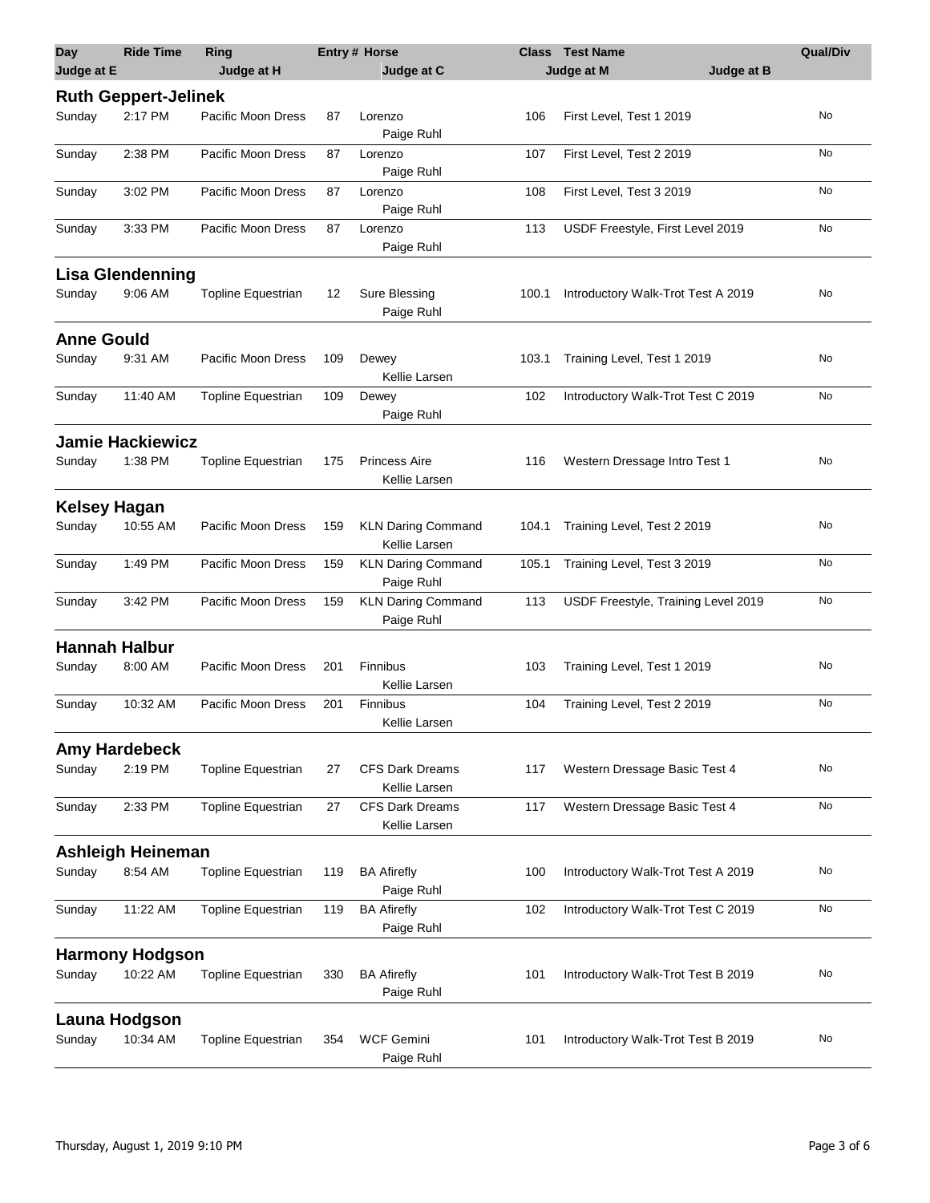| Day | Ride Time | Ring | Entry # | Horse | Class | Test Name | Qual/Div |
|---|---|---|---|---|---|---|---|
| Judge at E | | Judge at H | | Judge at C | | Judge at M / Judge at B | |
| **Ruth Geppert-Jelinek** | | | | | | | |
| Sunday | 2:17 PM | Pacific Moon Dress | 87 | Lorenzo<br>Paige Ruhl | 106 | First Level, Test 1 2019 | No |
| Sunday | 2:38 PM | Pacific Moon Dress | 87 | Lorenzo<br>Paige Ruhl | 107 | First Level, Test 2 2019 | No |
| Sunday | 3:02 PM | Pacific Moon Dress | 87 | Lorenzo<br>Paige Ruhl | 108 | First Level, Test 3 2019 | No |
| Sunday | 3:33 PM | Pacific Moon Dress | 87 | Lorenzo<br>Paige Ruhl | 113 | USDF Freestyle, First Level 2019 | No |
| **Lisa Glendenning** | | | | | | | |
| Sunday | 9:06 AM | Topline Equestrian | 12 | Sure Blessing<br>Paige Ruhl | 100.1 | Introductory Walk-Trot Test A 2019 | No |
| **Anne Gould** | | | | | | | |
| Sunday | 9:31 AM | Pacific Moon Dress | 109 | Dewey<br>Kellie Larsen | 103.1 | Training Level, Test 1 2019 | No |
| Sunday | 11:40 AM | Topline Equestrian | 109 | Dewey<br>Paige Ruhl | 102 | Introductory Walk-Trot Test C 2019 | No |
| **Jamie Hackiewicz** | | | | | | | |
| Sunday | 1:38 PM | Topline Equestrian | 175 | Princess Aire<br>Kellie Larsen | 116 | Western Dressage Intro Test 1 | No |
| **Kelsey Hagan** | | | | | | | |
| Sunday | 10:55 AM | Pacific Moon Dress | 159 | KLN Daring Command<br>Kellie Larsen | 104.1 | Training Level, Test 2 2019 | No |
| Sunday | 1:49 PM | Pacific Moon Dress | 159 | KLN Daring Command<br>Paige Ruhl | 105.1 | Training Level, Test 3 2019 | No |
| Sunday | 3:42 PM | Pacific Moon Dress | 159 | KLN Daring Command<br>Paige Ruhl | 113 | USDF Freestyle, Training Level 2019 | No |
| **Hannah Halbur** | | | | | | | |
| Sunday | 8:00 AM | Pacific Moon Dress | 201 | Finnibus<br>Kellie Larsen | 103 | Training Level, Test 1 2019 | No |
| Sunday | 10:32 AM | Pacific Moon Dress | 201 | Finnibus<br>Kellie Larsen | 104 | Training Level, Test 2 2019 | No |
| **Amy Hardebeck** | | | | | | | |
| Sunday | 2:19 PM | Topline Equestrian | 27 | CFS Dark Dreams<br>Kellie Larsen | 117 | Western Dressage Basic Test 4 | No |
| Sunday | 2:33 PM | Topline Equestrian | 27 | CFS Dark Dreams<br>Kellie Larsen | 117 | Western Dressage Basic Test 4 | No |
| **Ashleigh Heineman** | | | | | | | |
| Sunday | 8:54 AM | Topline Equestrian | 119 | BA Afirefly<br>Paige Ruhl | 100 | Introductory Walk-Trot Test A 2019 | No |
| Sunday | 11:22 AM | Topline Equestrian | 119 | BA Afirefly<br>Paige Ruhl | 102 | Introductory Walk-Trot Test C 2019 | No |
| **Harmony Hodgson** | | | | | | | |
| Sunday | 10:22 AM | Topline Equestrian | 330 | BA Afirefly<br>Paige Ruhl | 101 | Introductory Walk-Trot Test B 2019 | No |
| **Launa Hodgson** | | | | | | | |
| Sunday | 10:34 AM | Topline Equestrian | 354 | WCF Gemini<br>Paige Ruhl | 101 | Introductory Walk-Trot Test B 2019 | No |

Thursday, August 1, 2019 9:10 PM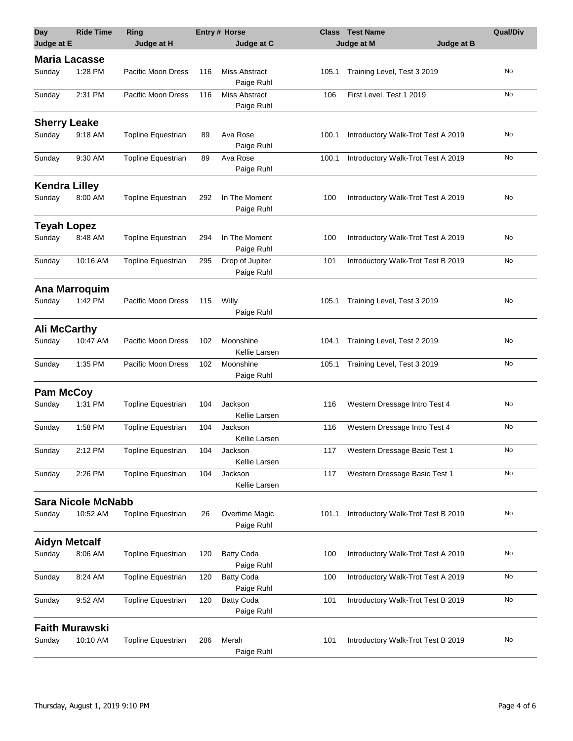| Day | Ride Time | Ring | Entry # | Horse | Class | Test Name | Qual/Div |
|---|---|---|---|---|---|---|---|
| Judge at E | Judge at H | | | Judge at C | | Judge at M / Judge at B | |
| **Maria Lacasse** | | | | | | | |
| Sunday | 1:28 PM | Pacific Moon Dress | 116 | Miss Abstract<br>Paige Ruhl | 105.1 | Training Level, Test 3 2019 | No |
| Sunday | 2:31 PM | Pacific Moon Dress | 116 | Miss Abstract<br>Paige Ruhl | 106 | First Level, Test 1 2019 | No |
| **Sherry Leake** | | | | | | | |
| Sunday | 9:18 AM | Topline Equestrian | 89 | Ava Rose<br>Paige Ruhl | 100.1 | Introductory Walk-Trot Test A 2019 | No |
| Sunday | 9:30 AM | Topline Equestrian | 89 | Ava Rose<br>Paige Ruhl | 100.1 | Introductory Walk-Trot Test A 2019 | No |
| **Kendra Lilley** | | | | | | | |
| Sunday | 8:00 AM | Topline Equestrian | 292 | In The Moment<br>Paige Ruhl | 100 | Introductory Walk-Trot Test A 2019 | No |
| **Teyah Lopez** | | | | | | | |
| Sunday | 8:48 AM | Topline Equestrian | 294 | In The Moment<br>Paige Ruhl | 100 | Introductory Walk-Trot Test A 2019 | No |
| Sunday | 10:16 AM | Topline Equestrian | 295 | Drop of Jupiter<br>Paige Ruhl | 101 | Introductory Walk-Trot Test B 2019 | No |
| **Ana Marroquim** | | | | | | | |
| Sunday | 1:42 PM | Pacific Moon Dress | 115 | Willy<br>Paige Ruhl | 105.1 | Training Level, Test 3 2019 | No |
| **Ali McCarthy** | | | | | | | |
| Sunday | 10:47 AM | Pacific Moon Dress | 102 | Moonshine<br>Kellie Larsen | 104.1 | Training Level, Test 2 2019 | No |
| Sunday | 1:35 PM | Pacific Moon Dress | 102 | Moonshine<br>Paige Ruhl | 105.1 | Training Level, Test 3 2019 | No |
| **Pam McCoy** | | | | | | | |
| Sunday | 1:31 PM | Topline Equestrian | 104 | Jackson<br>Kellie Larsen | 116 | Western Dressage Intro Test 4 | No |
| Sunday | 1:58 PM | Topline Equestrian | 104 | Jackson<br>Kellie Larsen | 116 | Western Dressage Intro Test 4 | No |
| Sunday | 2:12 PM | Topline Equestrian | 104 | Jackson<br>Kellie Larsen | 117 | Western Dressage Basic Test 1 | No |
| Sunday | 2:26 PM | Topline Equestrian | 104 | Jackson<br>Kellie Larsen | 117 | Western Dressage Basic Test 1 | No |
| **Sara Nicole McNabb** | | | | | | | |
| Sunday | 10:52 AM | Topline Equestrian | 26 | Overtime Magic<br>Paige Ruhl | 101.1 | Introductory Walk-Trot Test B 2019 | No |
| **Aidyn Metcalf** | | | | | | | |
| Sunday | 8:06 AM | Topline Equestrian | 120 | Batty Coda<br>Paige Ruhl | 100 | Introductory Walk-Trot Test A 2019 | No |
| Sunday | 8:24 AM | Topline Equestrian | 120 | Batty Coda<br>Paige Ruhl | 100 | Introductory Walk-Trot Test A 2019 | No |
| Sunday | 9:52 AM | Topline Equestrian | 120 | Batty Coda<br>Paige Ruhl | 101 | Introductory Walk-Trot Test B 2019 | No |
| **Faith Murawski** | | | | | | | |
| Sunday | 10:10 AM | Topline Equestrian | 286 | Merah<br>Paige Ruhl | 101 | Introductory Walk-Trot Test B 2019 | No |

Thursday, August 1, 2019 9:10 PM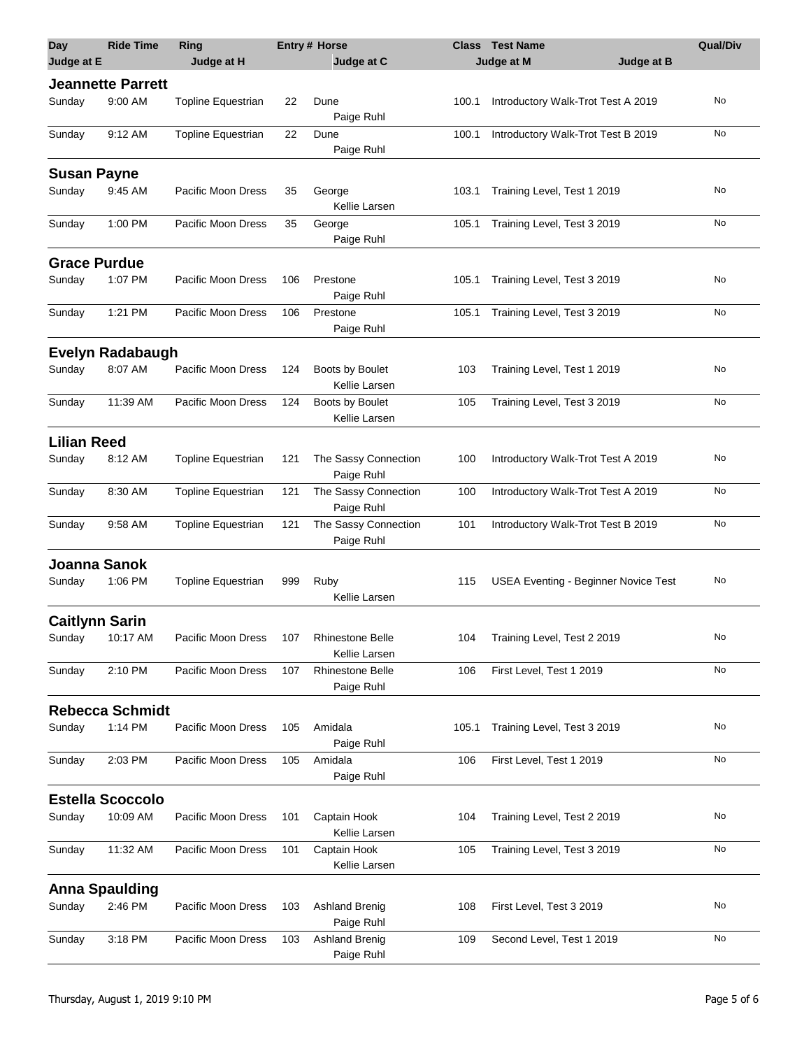| Day | Ride Time | Ring | Entry # | Horse | Class | Test Name | Qual/Div |
|---|---|---|---|---|---|---|---|
| Judge at E | | Judge at H | | Judge at C | | Judge at M / Judge at B | |
| **Jeannette Parrett** | | | | | | | |
| Sunday | 9:00 AM | Topline Equestrian | 22 | Dune<br>Paige Ruhl | 100.1 | Introductory Walk-Trot Test A 2019 | No |
| Sunday | 9:12 AM | Topline Equestrian | 22 | Dune<br>Paige Ruhl | 100.1 | Introductory Walk-Trot Test B 2019 | No |
| **Susan Payne** | | | | | | | |
| Sunday | 9:45 AM | Pacific Moon Dress | 35 | George<br>Kellie Larsen | 103.1 | Training Level, Test 1 2019 | No |
| Sunday | 1:00 PM | Pacific Moon Dress | 35 | George<br>Paige Ruhl | 105.1 | Training Level, Test 3 2019 | No |
| **Grace Purdue** | | | | | | | |
| Sunday | 1:07 PM | Pacific Moon Dress | 106 | Prestone<br>Paige Ruhl | 105.1 | Training Level, Test 3 2019 | No |
| Sunday | 1:21 PM | Pacific Moon Dress | 106 | Prestone<br>Paige Ruhl | 105.1 | Training Level, Test 3 2019 | No |
| **Evelyn Radabaugh** | | | | | | | |
| Sunday | 8:07 AM | Pacific Moon Dress | 124 | Boots by Boulet<br>Kellie Larsen | 103 | Training Level, Test 1 2019 | No |
| Sunday | 11:39 AM | Pacific Moon Dress | 124 | Boots by Boulet<br>Kellie Larsen | 105 | Training Level, Test 3 2019 | No |
| **Lilian Reed** | | | | | | | |
| Sunday | 8:12 AM | Topline Equestrian | 121 | The Sassy Connection<br>Paige Ruhl | 100 | Introductory Walk-Trot Test A 2019 | No |
| Sunday | 8:30 AM | Topline Equestrian | 121 | The Sassy Connection<br>Paige Ruhl | 100 | Introductory Walk-Trot Test A 2019 | No |
| Sunday | 9:58 AM | Topline Equestrian | 121 | The Sassy Connection<br>Paige Ruhl | 101 | Introductory Walk-Trot Test B 2019 | No |
| **Joanna Sanok** | | | | | | | |
| Sunday | 1:06 PM | Topline Equestrian | 999 | Ruby<br>Kellie Larsen | 115 | USEA Eventing - Beginner Novice Test | No |
| **Caitlynn Sarin** | | | | | | | |
| Sunday | 10:17 AM | Pacific Moon Dress | 107 | Rhinestone Belle<br>Kellie Larsen | 104 | Training Level, Test 2 2019 | No |
| Sunday | 2:10 PM | Pacific Moon Dress | 107 | Rhinestone Belle<br>Paige Ruhl | 106 | First Level, Test 1 2019 | No |
| **Rebecca Schmidt** | | | | | | | |
| Sunday | 1:14 PM | Pacific Moon Dress | 105 | Amidala<br>Paige Ruhl | 105.1 | Training Level, Test 3 2019 | No |
| Sunday | 2:03 PM | Pacific Moon Dress | 105 | Amidala<br>Paige Ruhl | 106 | First Level, Test 1 2019 | No |
| **Estella Scoccolo** | | | | | | | |
| Sunday | 10:09 AM | Pacific Moon Dress | 101 | Captain Hook<br>Kellie Larsen | 104 | Training Level, Test 2 2019 | No |
| Sunday | 11:32 AM | Pacific Moon Dress | 101 | Captain Hook<br>Kellie Larsen | 105 | Training Level, Test 3 2019 | No |
| **Anna Spaulding** | | | | | | | |
| Sunday | 2:46 PM | Pacific Moon Dress | 103 | Ashland Brenig<br>Paige Ruhl | 108 | First Level, Test 3 2019 | No |
| Sunday | 3:18 PM | Pacific Moon Dress | 103 | Ashland Brenig<br>Paige Ruhl | 109 | Second Level, Test 1 2019 | No |

Thursday, August 1, 2019 9:10 PM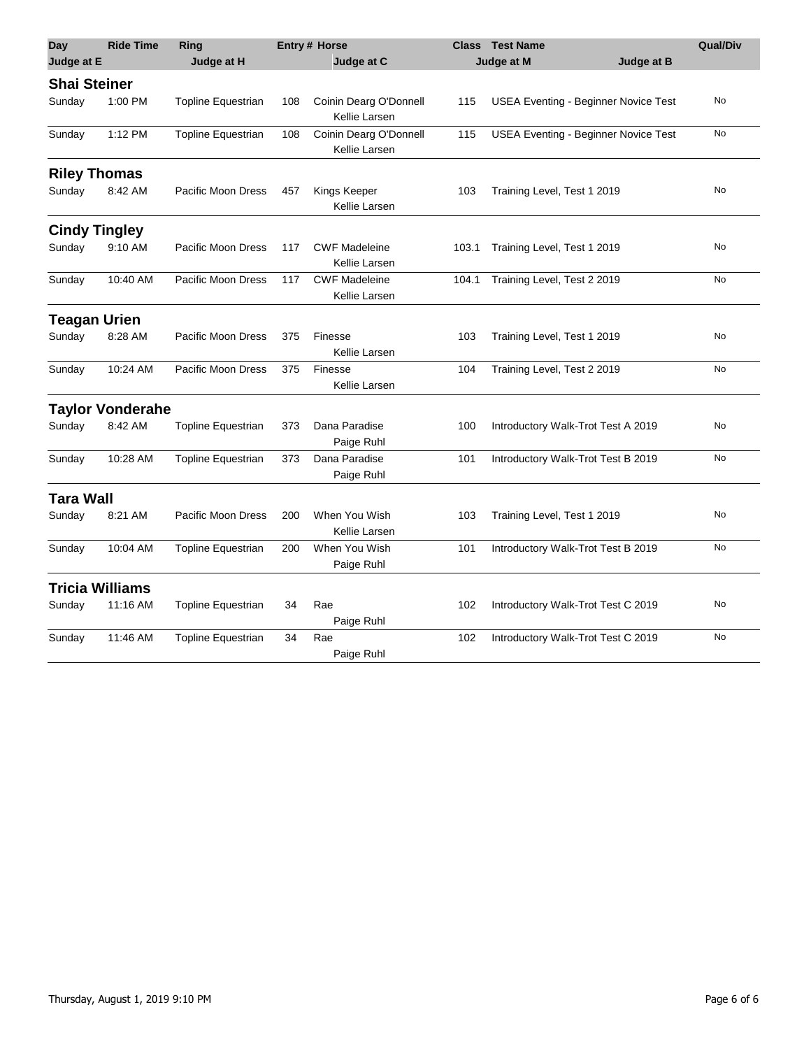| Day | Ride Time | Ring | Entry # | Horse | Class | Test Name | Qual/Div |
|---|---|---|---|---|---|---|---|
| Judge at E | | Judge at H | | Judge at C | | Judge at M / Judge at B | |

## Shai Steiner

| Day | Ride Time | Ring | Entry # | Horse / Judge at C | Class | Test Name | Qual/Div |
|---|---|---|---|---|---|---|---|
| Sunday | 1:00 PM | Topline Equestrian | 108 | Coinin Dearg O'Donnell<br>Kellie Larsen | 115 | USEA Eventing - Beginner Novice Test | No |
| Sunday | 1:12 PM | Topline Equestrian | 108 | Coinin Dearg O'Donnell<br>Kellie Larsen | 115 | USEA Eventing - Beginner Novice Test | No |

## Riley Thomas

| Day | Ride Time | Ring | Entry # | Horse / Judge at C | Class | Test Name | Qual/Div |
|---|---|---|---|---|---|---|---|
| Sunday | 8:42 AM | Pacific Moon Dress | 457 | Kings Keeper<br>Kellie Larsen | 103 | Training Level, Test 1 2019 | No |

## Cindy Tingley

| Day | Ride Time | Ring | Entry # | Horse / Judge at C | Class | Test Name | Qual/Div |
|---|---|---|---|---|---|---|---|
| Sunday | 9:10 AM | Pacific Moon Dress | 117 | CWF Madeleine<br>Kellie Larsen | 103.1 | Training Level, Test 1 2019 | No |
| Sunday | 10:40 AM | Pacific Moon Dress | 117 | CWF Madeleine<br>Kellie Larsen | 104.1 | Training Level, Test 2 2019 | No |

## Teagan Urien

| Day | Ride Time | Ring | Entry # | Horse / Judge at C | Class | Test Name | Qual/Div |
|---|---|---|---|---|---|---|---|
| Sunday | 8:28 AM | Pacific Moon Dress | 375 | Finesse<br>Kellie Larsen | 103 | Training Level, Test 1 2019 | No |
| Sunday | 10:24 AM | Pacific Moon Dress | 375 | Finesse<br>Kellie Larsen | 104 | Training Level, Test 2 2019 | No |

## Taylor Vonderahe

| Day | Ride Time | Ring | Entry # | Horse / Judge at C | Class | Test Name | Qual/Div |
|---|---|---|---|---|---|---|---|
| Sunday | 8:42 AM | Topline Equestrian | 373 | Dana Paradise<br>Paige Ruhl | 100 | Introductory Walk-Trot Test A 2019 | No |
| Sunday | 10:28 AM | Topline Equestrian | 373 | Dana Paradise<br>Paige Ruhl | 101 | Introductory Walk-Trot Test B 2019 | No |

## Tara Wall

| Day | Ride Time | Ring | Entry # | Horse / Judge at C | Class | Test Name | Qual/Div |
|---|---|---|---|---|---|---|---|
| Sunday | 8:21 AM | Pacific Moon Dress | 200 | When You Wish<br>Kellie Larsen | 103 | Training Level, Test 1 2019 | No |
| Sunday | 10:04 AM | Topline Equestrian | 200 | When You Wish<br>Paige Ruhl | 101 | Introductory Walk-Trot Test B 2019 | No |

## Tricia Williams

| Day | Ride Time | Ring | Entry # | Horse / Judge at C | Class | Test Name | Qual/Div |
|---|---|---|---|---|---|---|---|
| Sunday | 11:16 AM | Topline Equestrian | 34 | Rae<br>Paige Ruhl | 102 | Introductory Walk-Trot Test C 2019 | No |
| Sunday | 11:46 AM | Topline Equestrian | 34 | Rae<br>Paige Ruhl | 102 | Introductory Walk-Trot Test C 2019 | No |

Thursday, August 1, 2019 9:10 PM